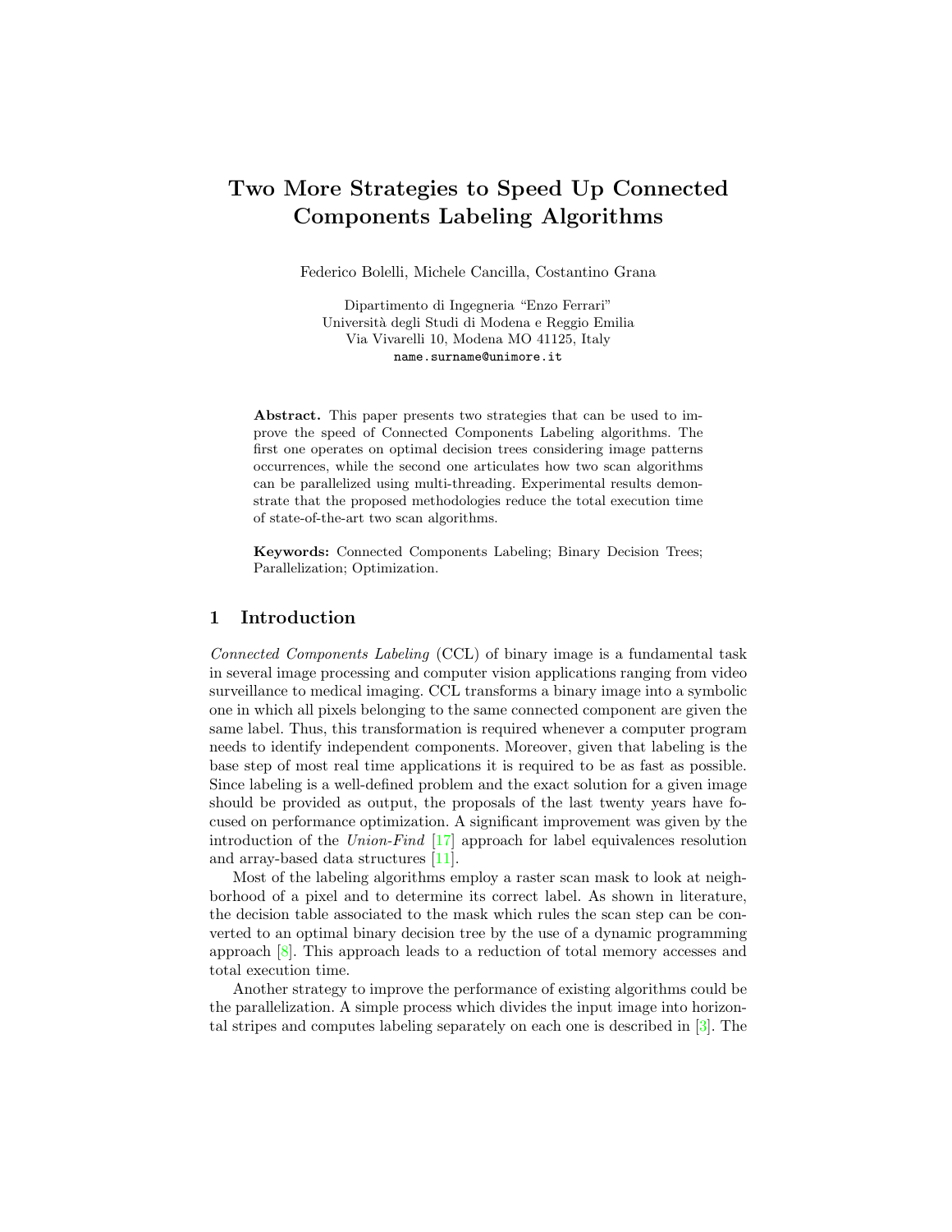# Two More Strategies to Speed Up Connected Components Labeling Algorithms

Federico Bolelli, Michele Cancilla, Costantino Grana

Dipartimento di Ingegneria "Enzo Ferrari"
Università degli Studi di Modena e Reggio Emilia
Via Vivarelli 10, Modena MO 41125, Italy
`name.surname@unimore.it`

**Abstract.** This paper presents two strategies that can be used to improve the speed of Connected Components Labeling algorithms. The first one operates on optimal decision trees considering image patterns occurrences, while the second one articulates how two scan algorithms can be parallelized using multi-threading. Experimental results demonstrate that the proposed methodologies reduce the total execution time of state-of-the-art two scan algorithms.

**Keywords:** Connected Components Labeling; Binary Decision Trees; Parallelization; Optimization.

## 1 Introduction

*Connected Components Labeling* (CCL) of binary image is a fundamental task in several image processing and computer vision applications ranging from video surveillance to medical imaging. CCL transforms a binary image into a symbolic one in which all pixels belonging to the same connected component are given the same label. Thus, this transformation is required whenever a computer program needs to identify independent components. Moreover, given that labeling is the base step of most real time applications it is required to be as fast as possible. Since labeling is a well-defined problem and the exact solution for a given image should be provided as output, the proposals of the last twenty years have focused on performance optimization. A significant improvement was given by the introduction of the *Union-Find* [17] approach for label equivalences resolution and array-based data structures [11].

Most of the labeling algorithms employ a raster scan mask to look at neighborhood of a pixel and to determine its correct label. As shown in literature, the decision table associated to the mask which rules the scan step can be converted to an optimal binary decision tree by the use of a dynamic programming approach [8]. This approach leads to a reduction of total memory accesses and total execution time.

Another strategy to improve the performance of existing algorithms could be the parallelization. A simple process which divides the input image into horizontal stripes and computes labeling separately on each one is described in [3]. The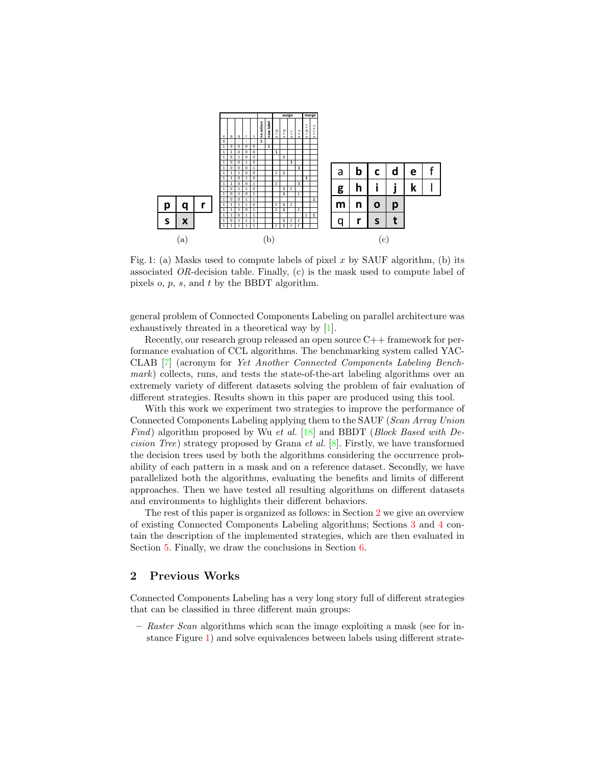| p | q | r |
|---|---|---|
| s | x | |

(a)

| x | p | q | r | s | no action | new label | x = p | x = q | x = r | x = s | x = p + r | x = r + s |
|---|---|---|---|---|---|---|---|---|---|---|---|---|
| 0 | - | - | - | - | 1 | | | | | | | |
| 1 | 0 | 0 | 0 | 0 | | 1 | | | | | | |
| 1 | 1 | 0 | 0 | 0 | | | 1 | | | | | |
| 1 | 0 | 1 | 0 | 0 | | | | 1 | | | | |
| 1 | 0 | 0 | 1 | 0 | | | | | 1 | | | |
| 1 | 0 | 0 | 0 | 1 | | | | | | 1 | | |
| 1 | 1 | 1 | 0 | 0 | | | 1 | 1 | | | | |
| 1 | 1 | 0 | 1 | 0 | | | | | | | 1 | |
| 1 | 1 | 0 | 0 | 1 | | | 1 | | | 1 | | |
| 1 | 0 | 1 | 1 | 0 | | | | 1 | 1 | | | |
| 1 | 0 | 1 | 0 | 1 | | | | 1 | | 1 | | |
| 1 | 0 | 0 | 1 | 1 | | | | | | | | 1 |
| 1 | 1 | 1 | 1 | 0 | | | 1 | 1 | 1 | | | |
| 1 | 1 | 1 | 0 | 1 | | | 1 | 1 | | 1 | | |
| 1 | 1 | 0 | 1 | 1 | | | | | | | 1 | 1 |
| 1 | 0 | 1 | 1 | 1 | | | | 1 | 1 | 1 | | |
| 1 | 1 | 1 | 1 | 1 | | | 1 | 1 | 1 | 1 | | |

(b)

| a | b | c | d | e | f |
|---|---|---|---|---|---|
| g | h | i | j | k | l |
| m | n | o | p | | |
| q | r | s | t | | |

(c)

Fig. 1: (a) Masks used to compute labels of pixel $x$ by SAUF algorithm, (b) its associated *OR*-decision table. Finally, (c) is the mask used to compute label of pixels $o$, $p$, $s$, and $t$ by the BBDT algorithm.

general problem of Connected Components Labeling on parallel architecture was exhaustively threated in a theoretical way by [1].

Recently, our research group released an open source C++ framework for performance evaluation of CCL algorithms. The benchmarking system called YACCLAB [7] (acronym for *Yet Another Connected Components Labeling Benchmark*) collects, runs, and tests the state-of-the-art labeling algorithms over an extremely variety of different datasets solving the problem of fair evaluation of different strategies. Results shown in this paper are produced using this tool.

With this work we experiment two strategies to improve the performance of Connected Components Labeling applying them to the SAUF (*Scan Array Union Find*) algorithm proposed by Wu *et al.* [18] and BBDT (*Block Based with Decision Tree*) strategy proposed by Grana *et al.* [8]. Firstly, we have transformed the decision trees used by both the algorithms considering the occurrence probability of each pattern in a mask and on a reference dataset. Secondly, we have parallelized both the algorithms, evaluating the benefits and limits of different approaches. Then we have tested all resulting algorithms on different datasets and environments to highlights their different behaviors.

The rest of this paper is organized as follows: in Section 2 we give an overview of existing Connected Components Labeling algorithms; Sections 3 and 4 contain the description of the implemented strategies, which are then evaluated in Section 5. Finally, we draw the conclusions in Section 6.

## 2 Previous Works

Connected Components Labeling has a very long story full of different strategies that can be classified in three different main groups:

– *Raster Scan* algorithms which scan the image exploiting a mask (see for instance Figure 1) and solve equivalences between labels using different strate-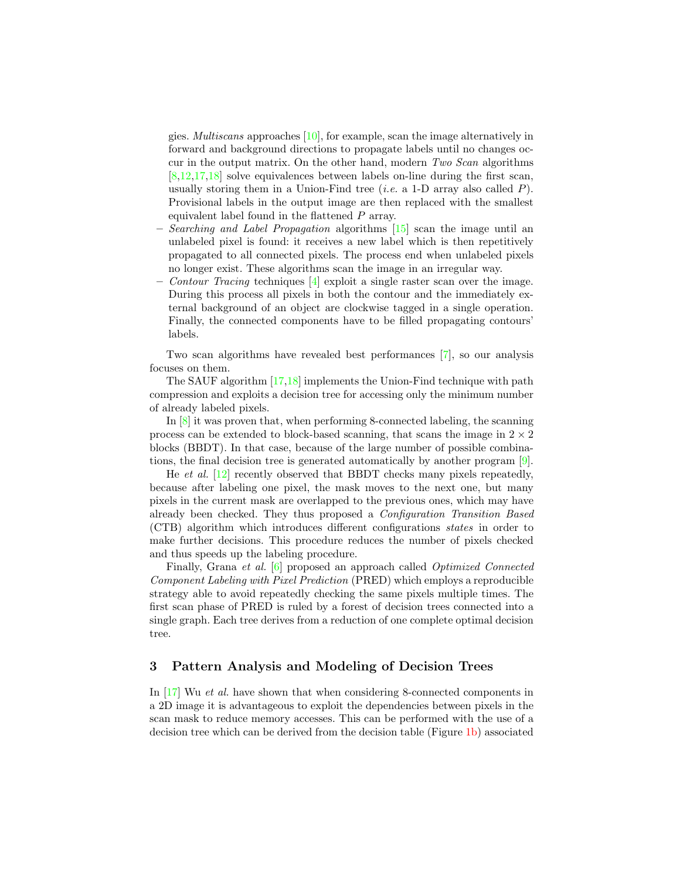gies. *Multiscans* approaches [10], for example, scan the image alternatively in forward and background directions to propagate labels until no changes occur in the output matrix. On the other hand, modern *Two Scan* algorithms [8,12,17,18] solve equivalences between labels on-line during the first scan, usually storing them in a Union-Find tree (*i.e.* a 1-D array also called $P$). Provisional labels in the output image are then replaced with the smallest equivalent label found in the flattened $P$ array.

- *Searching and Label Propagation* algorithms [15] scan the image until an unlabeled pixel is found: it receives a new label which is then repetitively propagated to all connected pixels. The process end when unlabeled pixels no longer exist. These algorithms scan the image in an irregular way.
- *Contour Tracing* techniques [4] exploit a single raster scan over the image. During this process all pixels in both the contour and the immediately external background of an object are clockwise tagged in a single operation. Finally, the connected components have to be filled propagating contours' labels.

Two scan algorithms have revealed best performances [7], so our analysis focuses on them.

The SAUF algorithm [17,18] implements the Union-Find technique with path compression and exploits a decision tree for accessing only the minimum number of already labeled pixels.

In [8] it was proven that, when performing 8-connected labeling, the scanning process can be extended to block-based scanning, that scans the image in $2 \times 2$ blocks (BBDT). In that case, because of the large number of possible combinations, the final decision tree is generated automatically by another program [9].

He *et al.* [12] recently observed that BBDT checks many pixels repeatedly, because after labeling one pixel, the mask moves to the next one, but many pixels in the current mask are overlapped to the previous ones, which may have already been checked. They thus proposed a *Configuration Transition Based* (CTB) algorithm which introduces different configurations *states* in order to make further decisions. This procedure reduces the number of pixels checked and thus speeds up the labeling procedure.

Finally, Grana *et al.* [6] proposed an approach called *Optimized Connected Component Labeling with Pixel Prediction* (PRED) which employs a reproducible strategy able to avoid repeatedly checking the same pixels multiple times. The first scan phase of PRED is ruled by a forest of decision trees connected into a single graph. Each tree derives from a reduction of one complete optimal decision tree.

## 3 Pattern Analysis and Modeling of Decision Trees

In [17] Wu *et al.* have shown that when considering 8-connected components in a 2D image it is advantageous to exploit the dependencies between pixels in the scan mask to reduce memory accesses. This can be performed with the use of a decision tree which can be derived from the decision table (Figure 1b) associated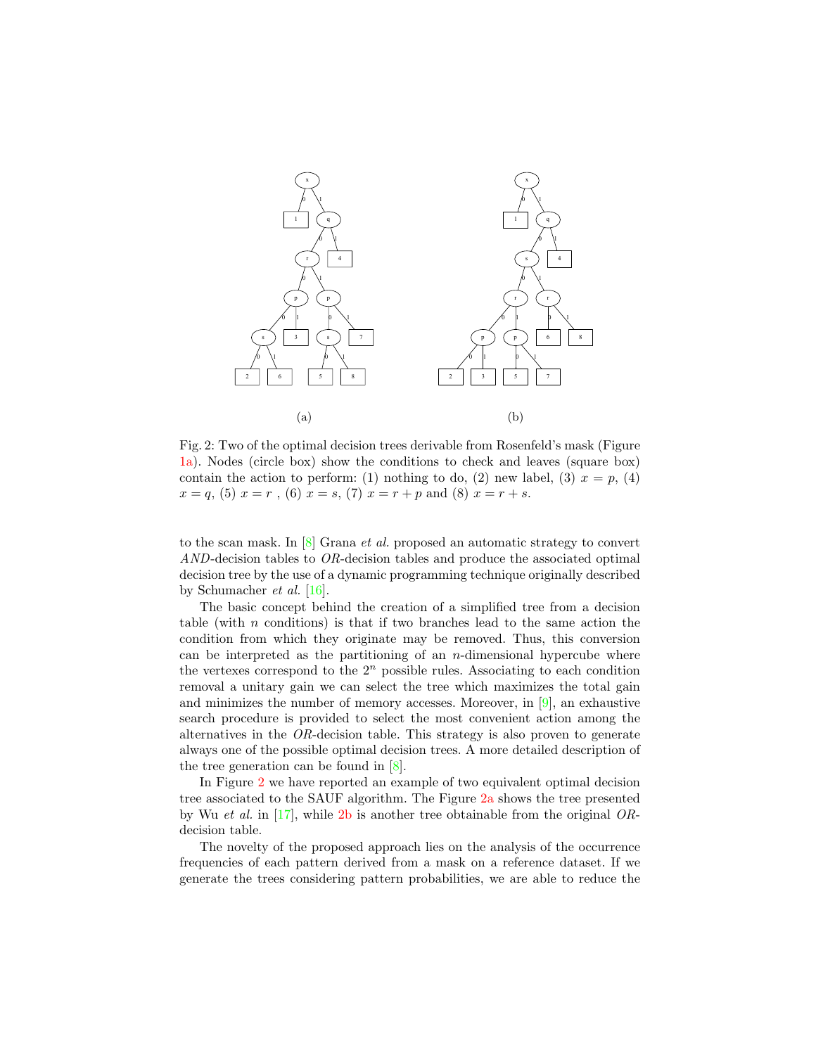(a)

(b)

Fig. 2: Two of the optimal decision trees derivable from Rosenfeld's mask (Figure 1a). Nodes (circle box) show the conditions to check and leaves (square box) contain the action to perform: (1) nothing to do, (2) new label, (3) $x = p$, (4) $x = q$, (5) $x = r$ , (6) $x = s$, (7) $x = r + p$ and (8) $x = r + s$.

to the scan mask. In [8] Grana *et al.* proposed an automatic strategy to convert *AND*-decision tables to *OR*-decision tables and produce the associated optimal decision tree by the use of a dynamic programming technique originally described by Schumacher *et al.* [16].

The basic concept behind the creation of a simplified tree from a decision table (with $n$ conditions) is that if two branches lead to the same action the condition from which they originate may be removed. Thus, this conversion can be interpreted as the partitioning of an $n$-dimensional hypercube where the vertexes correspond to the $2^n$ possible rules. Associating to each condition removal a unitary gain we can select the tree which maximizes the total gain and minimizes the number of memory accesses. Moreover, in [9], an exhaustive search procedure is provided to select the most convenient action among the alternatives in the *OR*-decision table. This strategy is also proven to generate always one of the possible optimal decision trees. A more detailed description of the tree generation can be found in [8].

In Figure 2 we have reported an example of two equivalent optimal decision tree associated to the SAUF algorithm. The Figure 2a shows the tree presented by Wu *et al.* in [17], while 2b is another tree obtainable from the original *OR*-decision table.

The novelty of the proposed approach lies on the analysis of the occurrence frequencies of each pattern derived from a mask on a reference dataset. If we generate the trees considering pattern probabilities, we are able to reduce the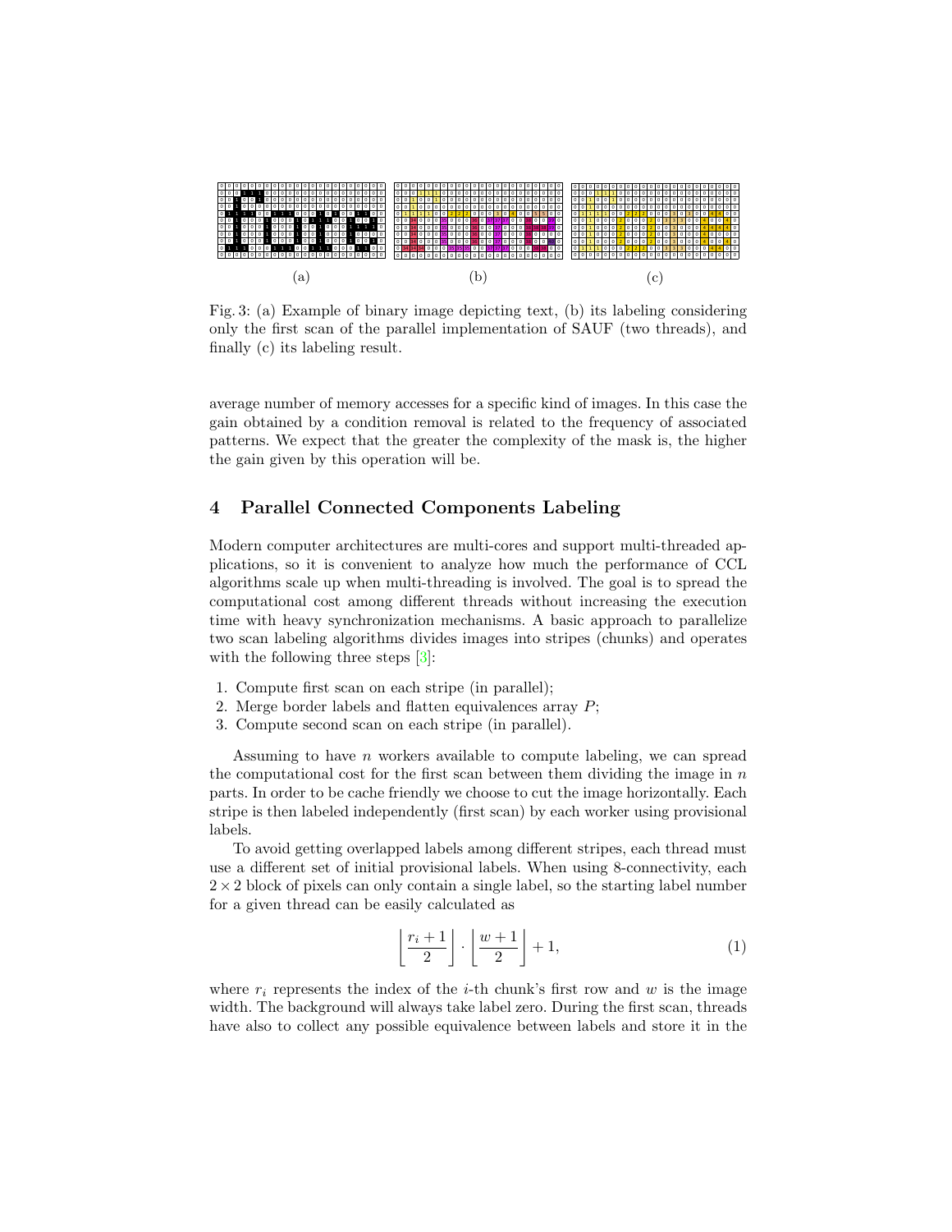(a) (b) (c)

Fig. 3: (a) Example of binary image depicting text, (b) its labeling considering only the first scan of the parallel implementation of SAUF (two threads), and finally (c) its labeling result.

average number of memory accesses for a specific kind of images. In this case the gain obtained by a condition removal is related to the frequency of associated patterns. We expect that the greater the complexity of the mask is, the higher the gain given by this operation will be.

## 4 Parallel Connected Components Labeling

Modern computer architectures are multi-cores and support multi-threaded applications, so it is convenient to analyze how much the performance of CCL algorithms scale up when multi-threading is involved. The goal is to spread the computational cost among different threads without increasing the execution time with heavy synchronization mechanisms. A basic approach to parallelize two scan labeling algorithms divides images into stripes (chunks) and operates with the following three steps [3]:

1. Compute first scan on each stripe (in parallel);
2. Merge border labels and flatten equivalences array $P$;
3. Compute second scan on each stripe (in parallel).

Assuming to have $n$ workers available to compute labeling, we can spread the computational cost for the first scan between them dividing the image in $n$ parts. In order to be cache friendly we choose to cut the image horizontally. Each stripe is then labeled independently (first scan) by each worker using provisional labels.

To avoid getting overlapped labels among different stripes, each thread must use a different set of initial provisional labels. When using 8-connectivity, each $2 \times 2$ block of pixels can only contain a single label, so the starting label number for a given thread can be easily calculated as

$$\left\lfloor \frac{r_i + 1}{2} \right\rfloor \cdot \left\lfloor \frac{w + 1}{2} \right\rfloor + 1, \tag{1}$$

where $r_i$ represents the index of the $i$-th chunk's first row and $w$ is the image width. The background will always take label zero. During the first scan, threads have also to collect any possible equivalence between labels and store it in the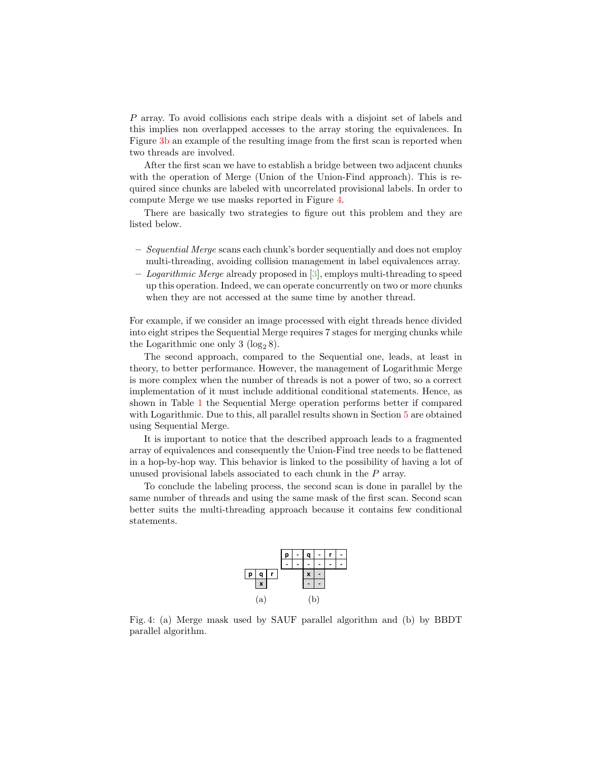$P$ array. To avoid collisions each stripe deals with a disjoint set of labels and this implies non overlapped accesses to the array storing the equivalences. In Figure 3b an example of the resulting image from the first scan is reported when two threads are involved.

After the first scan we have to establish a bridge between two adjacent chunks with the operation of Merge (Union of the Union-Find approach). This is required since chunks are labeled with uncorrelated provisional labels. In order to compute Merge we use masks reported in Figure 4.

There are basically two strategies to figure out this problem and they are listed below.

- *Sequential Merge* scans each chunk's border sequentially and does not employ multi-threading, avoiding collision management in label equivalences array.
- *Logarithmic Merge* already proposed in [3], employs multi-threading to speed up this operation. Indeed, we can operate concurrently on two or more chunks when they are not accessed at the same time by another thread.

For example, if we consider an image processed with eight threads hence divided into eight stripes the Sequential Merge requires 7 stages for merging chunks while the Logarithmic one only 3 ($\log_2 8$).

The second approach, compared to the Sequential one, leads, at least in theory, to better performance. However, the management of Logarithmic Merge is more complex when the number of threads is not a power of two, so a correct implementation of it must include additional conditional statements. Hence, as shown in Table 1 the Sequential Merge operation performs better if compared with Logarithmic. Due to this, all parallel results shown in Section 5 are obtained using Sequential Merge.

It is important to notice that the described approach leads to a fragmented array of equivalences and consequently the Union-Find tree needs to be flattened in a hop-by-hop way. This behavior is linked to the possibility of having a lot of unused provisional labels associated to each chunk in the $P$ array.

To conclude the labeling process, the second scan is done in parallel by the same number of threads and using the same mask of the first scan. Second scan better suits the multi-threading approach because it contains few conditional statements.

Fig. 4: (a) Merge mask used by SAUF parallel algorithm and (b) by BBDT parallel algorithm.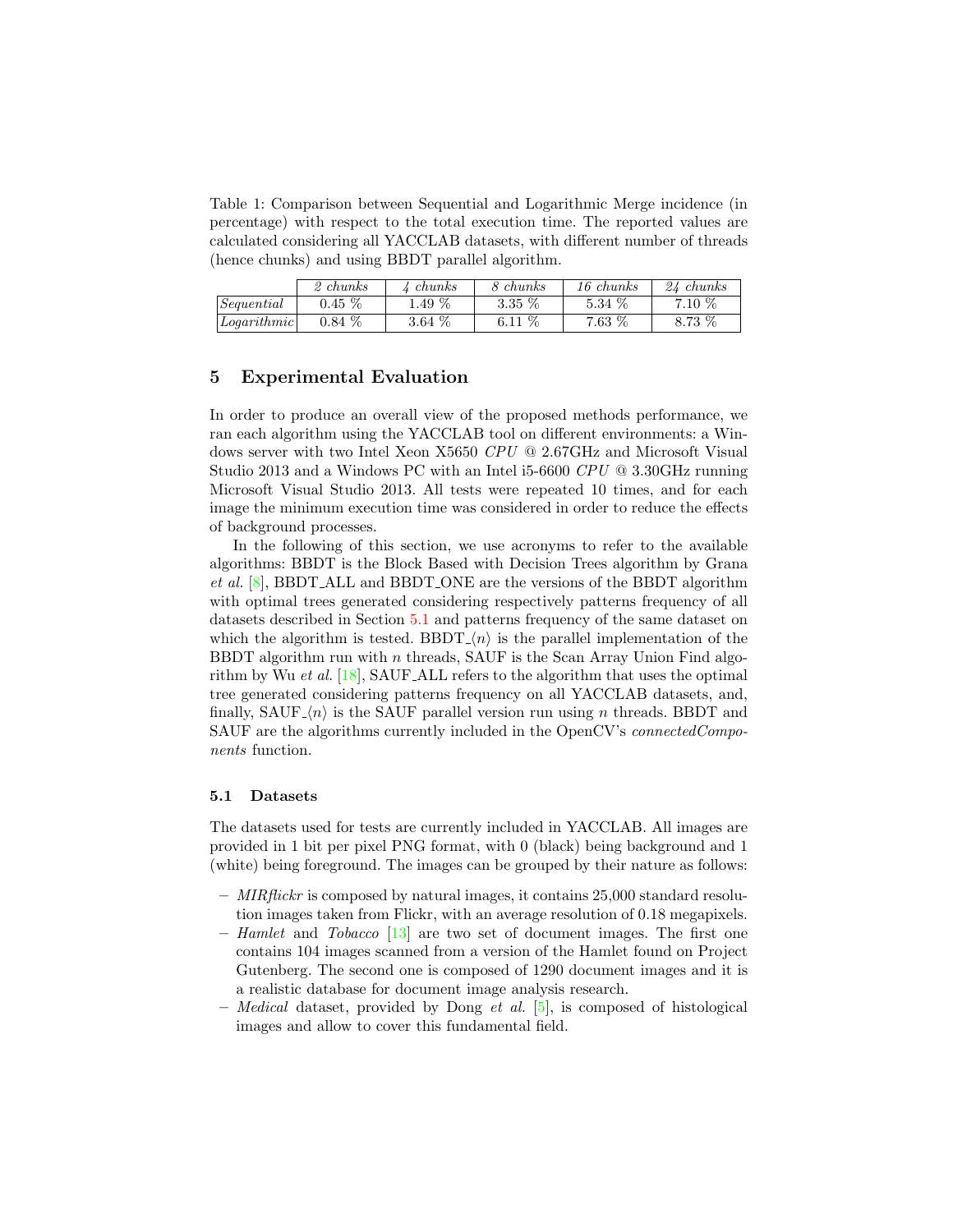Table 1: Comparison between Sequential and Logarithmic Merge incidence (in percentage) with respect to the total execution time. The reported values are calculated considering all YACCLAB datasets, with different number of threads (hence chunks) and using BBDT parallel algorithm.

| | *2 chunks* | *4 chunks* | *8 chunks* | *16 chunks* | *24 chunks* |
|---|---|---|---|---|---|
| *Sequential* | 0.45 % | 1.49 % | 3.35 % | 5.34 % | 7.10 % |
| *Logarithmic* | 0.84 % | 3.64 % | 6.11 % | 7.63 % | 8.73 % |

## 5 Experimental Evaluation

In order to produce an overall view of the proposed methods performance, we ran each algorithm using the YACCLAB tool on different environments: a Windows server with two Intel Xeon X5650 *CPU* @ 2.67GHz and Microsoft Visual Studio 2013 and a Windows PC with an Intel i5-6600 *CPU* @ 3.30GHz running Microsoft Visual Studio 2013. All tests were repeated 10 times, and for each image the minimum execution time was considered in order to reduce the effects of background processes.

In the following of this section, we use acronyms to refer to the available algorithms: BBDT is the Block Based with Decision Trees algorithm by Grana *et al.* [8], BBDT_ALL and BBDT_ONE are the versions of the BBDT algorithm with optimal trees generated considering respectively patterns frequency of all datasets described in Section 5.1 and patterns frequency of the same dataset on which the algorithm is tested. BBDT_$\langle n \rangle$ is the parallel implementation of the BBDT algorithm run with $n$ threads, SAUF is the Scan Array Union Find algorithm by Wu *et al.* [18], SAUF_ALL refers to the algorithm that uses the optimal tree generated considering patterns frequency on all YACCLAB datasets, and, finally, SAUF_$\langle n \rangle$ is the SAUF parallel version run using $n$ threads. BBDT and SAUF are the algorithms currently included in the OpenCV's *connectedComponents* function.

### 5.1 Datasets

The datasets used for tests are currently included in YACCLAB. All images are provided in 1 bit per pixel PNG format, with 0 (black) being background and 1 (white) being foreground. The images can be grouped by their nature as follows:

- *MIRflickr* is composed by natural images, it contains 25,000 standard resolution images taken from Flickr, with an average resolution of 0.18 megapixels.
- *Hamlet* and *Tobacco* [13] are two set of document images. The first one contains 104 images scanned from a version of the Hamlet found on Project Gutenberg. The second one is composed of 1290 document images and it is a realistic database for document image analysis research.
- *Medical* dataset, provided by Dong *et al.* [5], is composed of histological images and allow to cover this fundamental field.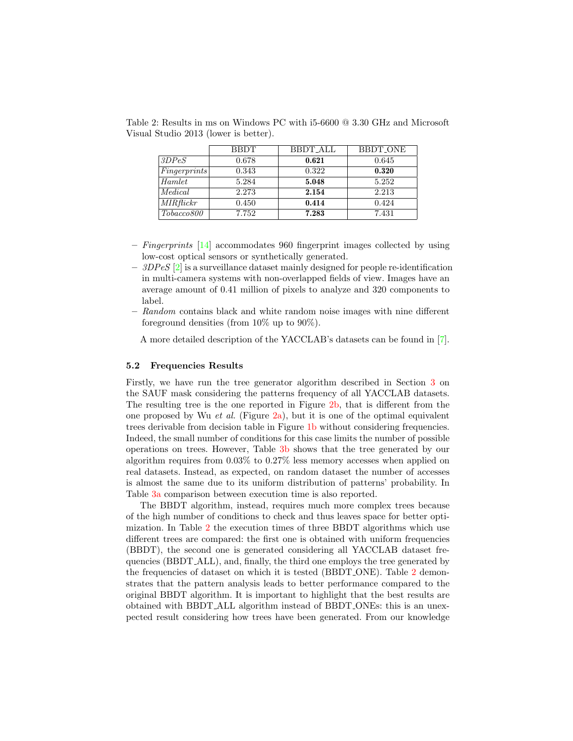Table 2: Results in ms on Windows PC with i5-6600 @ 3.30 GHz and Microsoft Visual Studio 2013 (lower is better).

| | BBDT | BBDT_ALL | BBDT_ONE |
|---|---|---|---|
| *3DPeS* | 0.678 | **0.621** | 0.645 |
| *Fingerprints* | 0.343 | 0.322 | **0.320** |
| *Hamlet* | 5.284 | **5.048** | 5.252 |
| *Medical* | 2.273 | **2.154** | 2.213 |
| *MIRflickr* | 0.450 | **0.414** | 0.424 |
| *Tobacco800* | 7.752 | **7.283** | 7.431 |

- *Fingerprints* [14] accommodates 960 fingerprint images collected by using low-cost optical sensors or synthetically generated.
- *3DPeS* [2] is a surveillance dataset mainly designed for people re-identification in multi-camera systems with non-overlapped fields of view. Images have an average amount of 0.41 million of pixels to analyze and 320 components to label.
- *Random* contains black and white random noise images with nine different foreground densities (from 10% up to 90%).

A more detailed description of the YACCLAB's datasets can be found in [7].

### 5.2 Frequencies Results

Firstly, we have run the tree generator algorithm described in Section 3 on the SAUF mask considering the patterns frequency of all YACCLAB datasets. The resulting tree is the one reported in Figure 2b, that is different from the one proposed by Wu *et al.* (Figure 2a), but it is one of the optimal equivalent trees derivable from decision table in Figure 1b without considering frequencies. Indeed, the small number of conditions for this case limits the number of possible operations on trees. However, Table 3b shows that the tree generated by our algorithm requires from 0.03% to 0.27% less memory accesses when applied on real datasets. Instead, as expected, on random dataset the number of accesses is almost the same due to its uniform distribution of patterns' probability. In Table 3a comparison between execution time is also reported.

The BBDT algorithm, instead, requires much more complex trees because of the high number of conditions to check and thus leaves space for better optimization. In Table 2 the execution times of three BBDT algorithms which use different trees are compared: the first one is obtained with uniform frequencies (BBDT), the second one is generated considering all YACCLAB dataset frequencies (BBDT_ALL), and, finally, the third one employs the tree generated by the frequencies of dataset on which it is tested (BBDT_ONE). Table 2 demonstrates that the pattern analysis leads to better performance compared to the original BBDT algorithm. It is important to highlight that the best results are obtained with BBDT_ALL algorithm instead of BBDT_ONEs: this is an unexpected result considering how trees have been generated. From our knowledge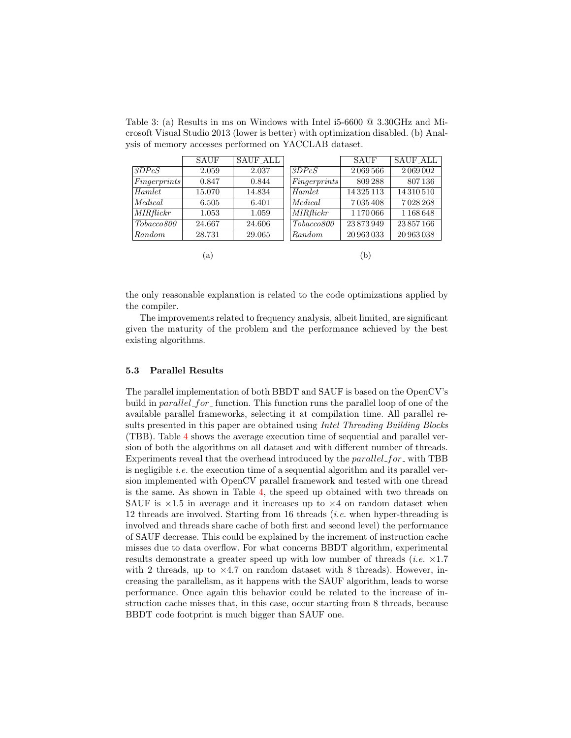Table 3: (a) Results in ms on Windows with Intel i5-6600 @ 3.30GHz and Microsoft Visual Studio 2013 (lower is better) with optimization disabled. (b) Analysis of memory accesses performed on YACCLAB dataset.

|  | SAUF | SAUF_ALL |
|---|---|---|
| *3DPeS* | 2.059 | 2.037 |
| *Fingerprints* | 0.847 | 0.844 |
| *Hamlet* | 15.070 | 14.834 |
| *Medical* | 6.505 | 6.401 |
| *MIRflickr* | 1.053 | 1.059 |
| *Tobacco800* | 24.667 | 24.606 |
| *Random* | 28.731 | 29.065 |

(a)

|  | SAUF | SAUF_ALL |
|---|---|---|
| *3DPeS* | 2 069 566 | 2 069 002 |
| *Fingerprints* | 809 288 | 807 136 |
| *Hamlet* | 14 325 113 | 14 310 510 |
| *Medical* | 7 035 408 | 7 028 268 |
| *MIRflickr* | 1 170 066 | 1 168 648 |
| *Tobacco800* | 23 873 949 | 23 857 166 |
| *Random* | 20 963 033 | 20 963 038 |

(b)

the only reasonable explanation is related to the code optimizations applied by the compiler.

The improvements related to frequency analysis, albeit limited, are significant given the maturity of the problem and the performance achieved by the best existing algorithms.

### 5.3 Parallel Results

The parallel implementation of both BBDT and SAUF is based on the OpenCV's build in *parallel_for_* function. This function runs the parallel loop of one of the available parallel frameworks, selecting it at compilation time. All parallel results presented in this paper are obtained using *Intel Threading Building Blocks* (TBB). Table 4 shows the average execution time of sequential and parallel version of both the algorithms on all dataset and with different number of threads. Experiments reveal that the overhead introduced by the *parallel_for_* with TBB is negligible *i.e.* the execution time of a sequential algorithm and its parallel version implemented with OpenCV parallel framework and tested with one thread is the same. As shown in Table 4, the speed up obtained with two threads on SAUF is $\times1.5$ in average and it increases up to $\times4$ on random dataset when 12 threads are involved. Starting from 16 threads (*i.e.* when hyper-threading is involved and threads share cache of both first and second level) the performance of SAUF decrease. This could be explained by the increment of instruction cache misses due to data overflow. For what concerns BBDT algorithm, experimental results demonstrate a greater speed up with low number of threads (*i.e.* $\times1.7$ with 2 threads, up to $\times4.7$ on random dataset with 8 threads). However, increasing the parallelism, as it happens with the SAUF algorithm, leads to worse performance. Once again this behavior could be related to the increase of instruction cache misses that, in this case, occur starting from 8 threads, because BBDT code footprint is much bigger than SAUF one.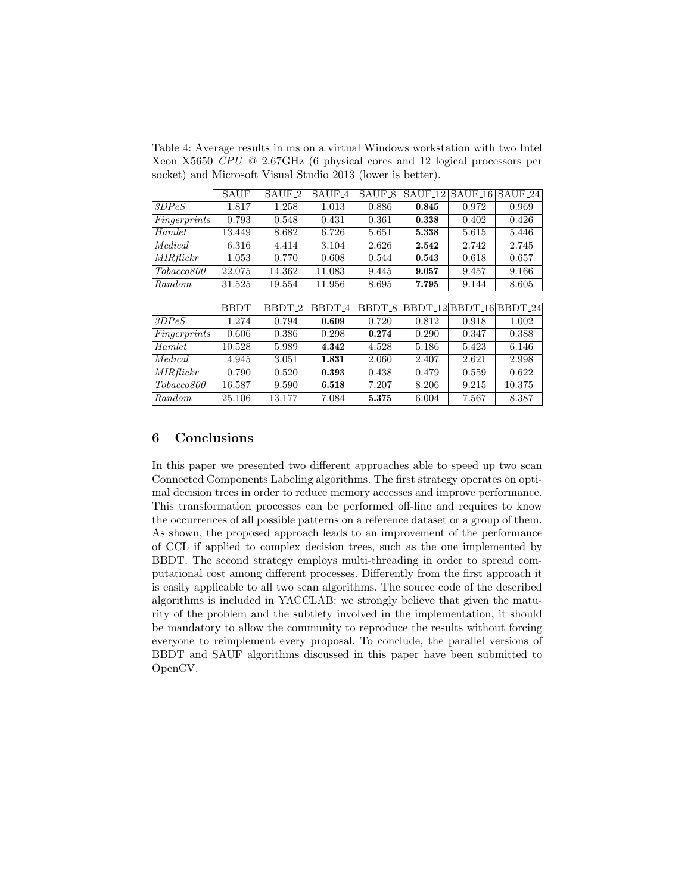Table 4: Average results in ms on a virtual Windows workstation with two Intel Xeon X5650 *CPU* @ 2.67GHz (6 physical cores and 12 logical processors per socket) and Microsoft Visual Studio 2013 (lower is better).

| | SAUF | SAUF_2 | SAUF_4 | SAUF_8 | SAUF_12 | SAUF_16 | SAUF_24 |
|---|---|---|---|---|---|---|---|
| *3DPeS* | 1.817 | 1.258 | 1.013 | 0.886 | **0.845** | 0.972 | 0.969 |
| *Fingerprints* | 0.793 | 0.548 | 0.431 | 0.361 | **0.338** | 0.402 | 0.426 |
| *Hamlet* | 13.449 | 8.682 | 6.726 | 5.651 | **5.338** | 5.615 | 5.446 |
| *Medical* | 6.316 | 4.414 | 3.104 | 2.626 | **2.542** | 2.742 | 2.745 |
| *MIRflickr* | 1.053 | 0.770 | 0.608 | 0.544 | **0.543** | 0.618 | 0.657 |
| *Tobacco800* | 22.075 | 14.362 | 11.083 | 9.445 | **9.057** | 9.457 | 9.166 |
| *Random* | 31.525 | 19.554 | 11.956 | 8.695 | **7.795** | 9.144 | 8.605 |

| | BBDT | BBDT_2 | BBDT_4 | BBDT_8 | BBDT_12 | BBDT_16 | BBDT_24 |
|---|---|---|---|---|---|---|---|
| *3DPeS* | 1.274 | 0.794 | **0.609** | 0.720 | 0.812 | 0.918 | 1.002 |
| *Fingerprints* | 0.606 | 0.386 | 0.298 | **0.274** | 0.290 | 0.347 | 0.388 |
| *Hamlet* | 10.528 | 5.989 | **4.342** | 4.528 | 5.186 | 5.423 | 6.146 |
| *Medical* | 4.945 | 3.051 | **1.831** | 2.060 | 2.407 | 2.621 | 2.998 |
| *MIRflickr* | 0.790 | 0.520 | **0.393** | 0.438 | 0.479 | 0.559 | 0.622 |
| *Tobacco800* | 16.587 | 9.590 | **6.518** | 7.207 | 8.206 | 9.215 | 10.375 |
| *Random* | 25.106 | 13.177 | 7.084 | **5.375** | 6.004 | 7.567 | 8.387 |

## 6 Conclusions

In this paper we presented two different approaches able to speed up two scan Connected Components Labeling algorithms. The first strategy operates on optimal decision trees in order to reduce memory accesses and improve performance. This transformation processes can be performed off-line and requires to know the occurrences of all possible patterns on a reference dataset or a group of them. As shown, the proposed approach leads to an improvement of the performance of CCL if applied to complex decision trees, such as the one implemented by BBDT. The second strategy employs multi-threading in order to spread computational cost among different processes. Differently from the first approach it is easily applicable to all two scan algorithms. The source code of the described algorithms is included in YACCLAB: we strongly believe that given the maturity of the problem and the subtlety involved in the implementation, it should be mandatory to allow the community to reproduce the results without forcing everyone to reimplement every proposal. To conclude, the parallel versions of BBDT and SAUF algorithms discussed in this paper have been submitted to OpenCV.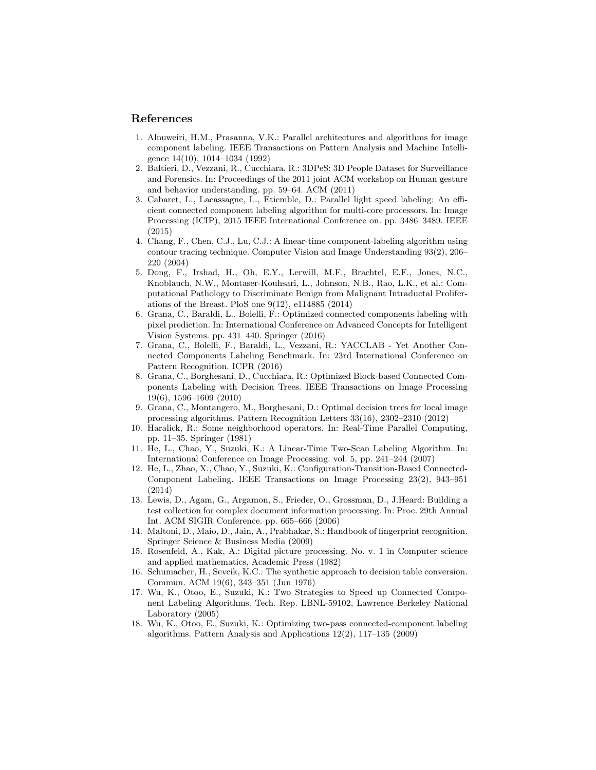## References

1. Alnuweiri, H.M., Prasanna, V.K.: Parallel architectures and algorithms for image component labeling. IEEE Transactions on Pattern Analysis and Machine Intelligence 14(10), 1014–1034 (1992)
2. Baltieri, D., Vezzani, R., Cucchiara, R.: 3DPeS: 3D People Dataset for Surveillance and Forensics. In: Proceedings of the 2011 joint ACM workshop on Human gesture and behavior understanding. pp. 59–64. ACM (2011)
3. Cabaret, L., Lacassagne, L., Etiemble, D.: Parallel light speed labeling: An efficient connected component labeling algorithm for multi-core processors. In: Image Processing (ICIP), 2015 IEEE International Conference on. pp. 3486–3489. IEEE (2015)
4. Chang, F., Chen, C.J., Lu, C.J.: A linear-time component-labeling algorithm using contour tracing technique. Computer Vision and Image Understanding 93(2), 206–220 (2004)
5. Dong, F., Irshad, H., Oh, E.Y., Lerwill, M.F., Brachtel, E.F., Jones, N.C., Knoblauch, N.W., Montaser-Kouhsari, L., Johnson, N.B., Rao, L.K., et al.: Computational Pathology to Discriminate Benign from Malignant Intraductal Proliferations of the Breast. PloS one 9(12), e114885 (2014)
6. Grana, C., Baraldi, L., Bolelli, F.: Optimized connected components labeling with pixel prediction. In: International Conference on Advanced Concepts for Intelligent Vision Systems. pp. 431–440. Springer (2016)
7. Grana, C., Bolelli, F., Baraldi, L., Vezzani, R.: YACCLAB - Yet Another Connected Components Labeling Benchmark. In: 23rd International Conference on Pattern Recognition. ICPR (2016)
8. Grana, C., Borghesani, D., Cucchiara, R.: Optimized Block-based Connected Components Labeling with Decision Trees. IEEE Transactions on Image Processing 19(6), 1596–1609 (2010)
9. Grana, C., Montangero, M., Borghesani, D.: Optimal decision trees for local image processing algorithms. Pattern Recognition Letters 33(16), 2302–2310 (2012)
10. Haralick, R.: Some neighborhood operators. In: Real-Time Parallel Computing, pp. 11–35. Springer (1981)
11. He, L., Chao, Y., Suzuki, K.: A Linear-Time Two-Scan Labeling Algorithm. In: International Conference on Image Processing. vol. 5, pp. 241–244 (2007)
12. He, L., Zhao, X., Chao, Y., Suzuki, K.: Configuration-Transition-Based Connected-Component Labeling. IEEE Transactions on Image Processing 23(2), 943–951 (2014)
13. Lewis, D., Agam, G., Argamon, S., Frieder, O., Grossman, D., J.Heard: Building a test collection for complex document information processing. In: Proc. 29th Annual Int. ACM SIGIR Conference. pp. 665–666 (2006)
14. Maltoni, D., Maio, D., Jain, A., Prabhakar, S.: Handbook of fingerprint recognition. Springer Science & Business Media (2009)
15. Rosenfeld, A., Kak, A.: Digital picture processing. No. v. 1 in Computer science and applied mathematics, Academic Press (1982)
16. Schumacher, H., Sevcik, K.C.: The synthetic approach to decision table conversion. Commun. ACM 19(6), 343–351 (Jun 1976)
17. Wu, K., Otoo, E., Suzuki, K.: Two Strategies to Speed up Connected Component Labeling Algorithms. Tech. Rep. LBNL-59102, Lawrence Berkeley National Laboratory (2005)
18. Wu, K., Otoo, E., Suzuki, K.: Optimizing two-pass connected-component labeling algorithms. Pattern Analysis and Applications 12(2), 117–135 (2009)